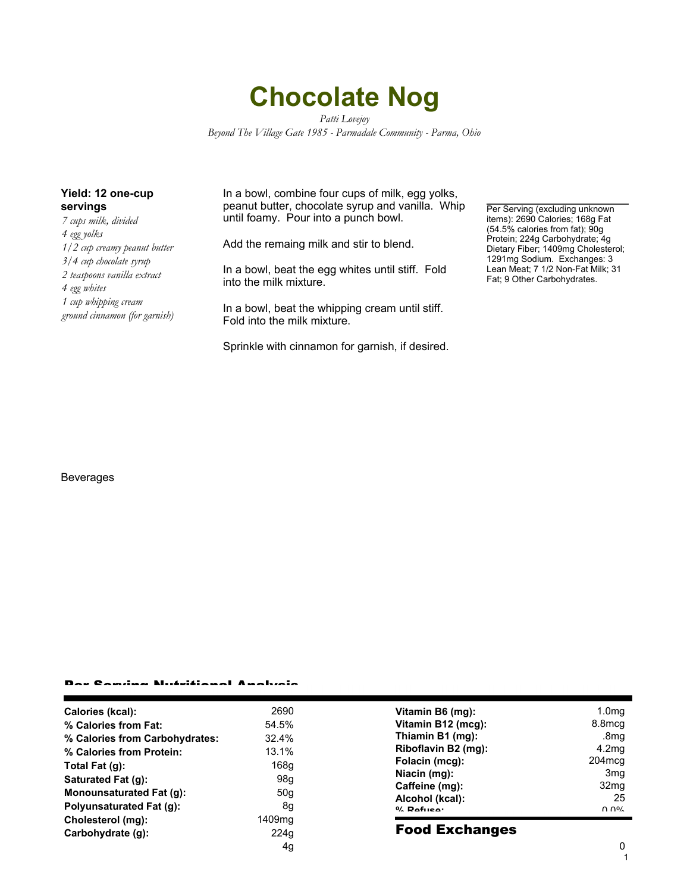# Chocolate Nog

*Patti Lovejoy*
*Beyond The Village Gate 1985 - Parmadale Community - Parma, Ohio*

**Yield: 12 one-cup servings**

*7 cups milk, divided*
*4 egg yolks*
*1/2 cup creamy peanut butter*
*3/4 cup chocolate syrup*
*2 teaspoons vanilla extract*
*4 egg whites*
*1 cup whipping cream*
*ground cinnamon (for garnish)*

In a bowl, combine four cups of milk, egg yolks, peanut butter, chocolate syrup and vanilla. Whip until foamy. Pour into a punch bowl.

Add the remaing milk and stir to blend.

In a bowl, beat the egg whites until stiff. Fold into the milk mixture.

In a bowl, beat the whipping cream until stiff. Fold into the milk mixture.

Sprinkle with cinnamon for garnish, if desired.

Per Serving (excluding unknown items): 2690 Calories; 168g Fat (54.5% calories from fat); 90g Protein; 224g Carbohydrate; 4g Dietary Fiber; 1409mg Cholesterol; 1291mg Sodium. Exchanges: 3 Lean Meat; 7 1/2 Non-Fat Milk; 31 Fat; 9 Other Carbohydrates.

Beverages

## Per Serving Nutritional Analysis

| | | | |
|---|---|---|---|
| **Calories (kcal):** | 2690 | **Vitamin B6 (mg):** | 1.0mg |
| **% Calories from Fat:** | 54.5% | **Vitamin B12 (mcg):** | 8.8mcg |
| **% Calories from Carbohydrates:** | 32.4% | **Thiamin B1 (mg):** | .8mg |
| **% Calories from Protein:** | 13.1% | **Riboflavin B2 (mg):** | 4.2mg |
| **Total Fat (g):** | 168g | **Folacin (mcg):** | 204mcg |
| **Saturated Fat (g):** | 98g | **Niacin (mg):** | 3mg |
| **Monounsaturated Fat (g):** | 50g | **Caffeine (mg):** | 32mg |
| **Polyunsaturated Fat (g):** | 8g | **Alcohol (kcal):** | 25 |
| **Cholesterol (mg):** | 1409mg | **% Refuse:** | 0.0% |
| **Carbohydrate (g):** | 224g | | |
| | 4g | | 0 |

## Food Exchanges

1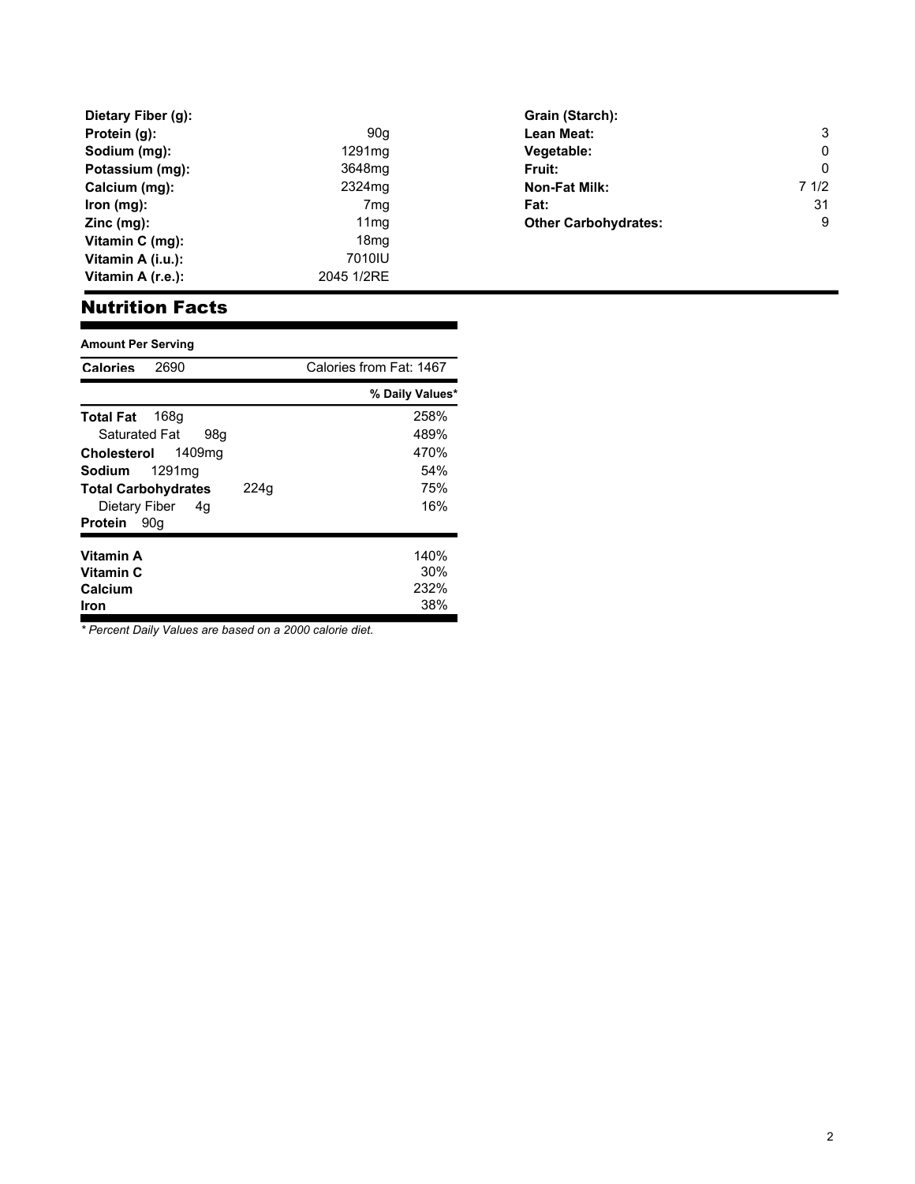| | |
|---|---|
| **Dietary Fiber (g):** | |
| **Protein (g):** | 90g |
| **Sodium (mg):** | 1291mg |
| **Potassium (mg):** | 3648mg |
| **Calcium (mg):** | 2324mg |
| **Iron (mg):** | 7mg |
| **Zinc (mg):** | 11mg |
| **Vitamin C (mg):** | 18mg |
| **Vitamin A (i.u.):** | 7010IU |
| **Vitamin A (r.e.):** | 2045 1/2RE |

| | |
|---|---|
| **Grain (Starch):** | |
| **Lean Meat:** | 3 |
| **Vegetable:** | 0 |
| **Fruit:** | 0 |
| **Non-Fat Milk:** | 7 1/2 |
| **Fat:** | 31 |
| **Other Carbohydrates:** | 9 |

## Nutrition Facts

**Amount Per Serving**

| | |
|---|---|
| **Calories** 2690 | Calories from Fat: 1467 |
| | **% Daily Values*** |
| **Total Fat** 168g | 258% |
| Saturated Fat 98g | 489% |
| **Cholesterol** 1409mg | 470% |
| **Sodium** 1291mg | 54% |
| **Total Carbohydrates** 224g | 75% |
| Dietary Fiber 4g | 16% |
| **Protein** 90g | |
| **Vitamin A** | 140% |
| **Vitamin C** | 30% |
| **Calcium** | 232% |
| **Iron** | 38% |

*\* Percent Daily Values are based on a 2000 calorie diet.*